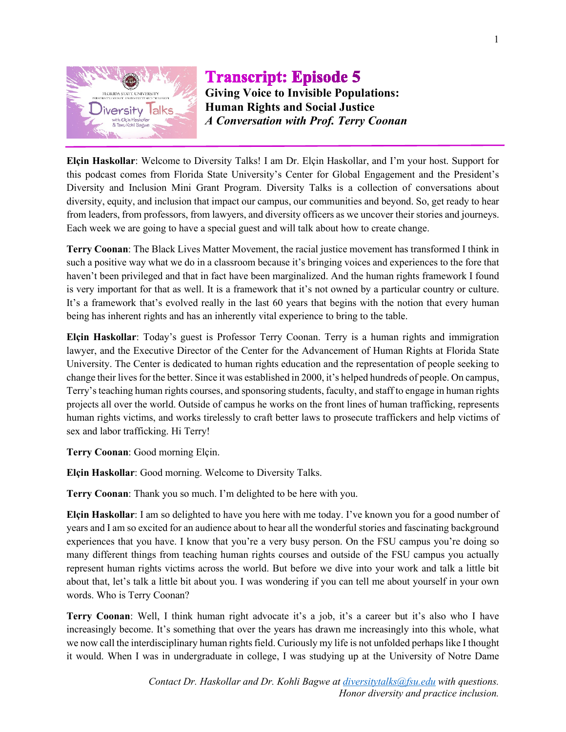# Transcript: Episode 5

## Giving Voice to Invisible Populations: Human Rights and Social Justice

### *A Conversation with Prof. Terry Coonan*

**Elçin Haskollar**: Welcome to Diversity Talks! I am Dr. Elçin Haskollar, and I'm your host. Support for this podcast comes from Florida State University's Center for Global Engagement and the President's Diversity and Inclusion Mini Grant Program. Diversity Talks is a collection of conversations about diversity, equity, and inclusion that impact our campus, our communities and beyond. So, get ready to hear from leaders, from professors, from lawyers, and diversity officers as we uncover their stories and journeys. Each week we are going to have a special guest and will talk about how to create change.

**Terry Coonan**: The Black Lives Matter Movement, the racial justice movement has transformed I think in such a positive way what we do in a classroom because it's bringing voices and experiences to the fore that haven't been privileged and that in fact have been marginalized. And the human rights framework I found is very important for that as well. It is a framework that it's not owned by a particular country or culture. It's a framework that's evolved really in the last 60 years that begins with the notion that every human being has inherent rights and has an inherently vital experience to bring to the table.

**Elçin Haskollar**: Today's guest is Professor Terry Coonan. Terry is a human rights and immigration lawyer, and the Executive Director of the Center for the Advancement of Human Rights at Florida State University. The Center is dedicated to human rights education and the representation of people seeking to change their lives for the better. Since it was established in 2000, it's helped hundreds of people. On campus, Terry's teaching human rights courses, and sponsoring students, faculty, and staff to engage in human rights projects all over the world. Outside of campus he works on the front lines of human trafficking, represents human rights victims, and works tirelessly to craft better laws to prosecute traffickers and help victims of sex and labor trafficking. Hi Terry!

**Terry Coonan**: Good morning Elçin.

**Elçin Haskollar**: Good morning. Welcome to Diversity Talks.

**Terry Coonan**: Thank you so much. I'm delighted to be here with you.

**Elçin Haskollar**: I am so delighted to have you here with me today. I've known you for a good number of years and I am so excited for an audience about to hear all the wonderful stories and fascinating background experiences that you have. I know that you're a very busy person. On the FSU campus you're doing so many different things from teaching human rights courses and outside of the FSU campus you actually represent human rights victims across the world. But before we dive into your work and talk a little bit about that, let's talk a little bit about you. I was wondering if you can tell me about yourself in your own words. Who is Terry Coonan?

**Terry Coonan**: Well, I think human right advocate it's a job, it's a career but it's also who I have increasingly become. It's something that over the years has drawn me increasingly into this whole, what we now call the interdisciplinary human rights field. Curiously my life is not unfolded perhaps like I thought it would. When I was in undergraduate in college, I was studying up at the University of Notre Dame

*Contact Dr. Haskollar and Dr. Kohli Bagwe at diversitytalks@fsu.edu with questions.*
*Honor diversity and practice inclusion.*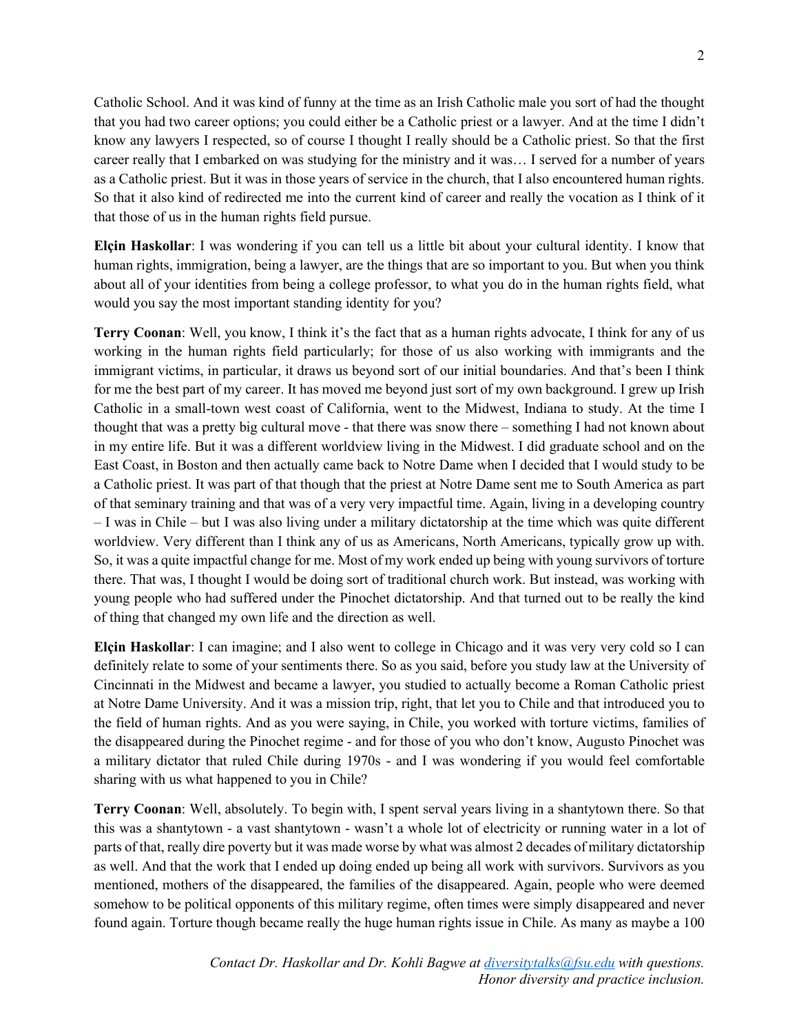Catholic School. And it was kind of funny at the time as an Irish Catholic male you sort of had the thought that you had two career options; you could either be a Catholic priest or a lawyer. And at the time I didn't know any lawyers I respected, so of course I thought I really should be a Catholic priest. So that the first career really that I embarked on was studying for the ministry and it was… I served for a number of years as a Catholic priest. But it was in those years of service in the church, that I also encountered human rights. So that it also kind of redirected me into the current kind of career and really the vocation as I think of it that those of us in the human rights field pursue.

**Elçin Haskollar**: I was wondering if you can tell us a little bit about your cultural identity. I know that human rights, immigration, being a lawyer, are the things that are so important to you. But when you think about all of your identities from being a college professor, to what you do in the human rights field, what would you say the most important standing identity for you?

**Terry Coonan**: Well, you know, I think it's the fact that as a human rights advocate, I think for any of us working in the human rights field particularly; for those of us also working with immigrants and the immigrant victims, in particular, it draws us beyond sort of our initial boundaries. And that's been I think for me the best part of my career. It has moved me beyond just sort of my own background. I grew up Irish Catholic in a small-town west coast of California, went to the Midwest, Indiana to study. At the time I thought that was a pretty big cultural move - that there was snow there – something I had not known about in my entire life. But it was a different worldview living in the Midwest. I did graduate school and on the East Coast, in Boston and then actually came back to Notre Dame when I decided that I would study to be a Catholic priest. It was part of that though that the priest at Notre Dame sent me to South America as part of that seminary training and that was of a very very impactful time. Again, living in a developing country – I was in Chile – but I was also living under a military dictatorship at the time which was quite different worldview. Very different than I think any of us as Americans, North Americans, typically grow up with. So, it was a quite impactful change for me. Most of my work ended up being with young survivors of torture there. That was, I thought I would be doing sort of traditional church work. But instead, was working with young people who had suffered under the Pinochet dictatorship. And that turned out to be really the kind of thing that changed my own life and the direction as well.

**Elçin Haskollar**: I can imagine; and I also went to college in Chicago and it was very very cold so I can definitely relate to some of your sentiments there. So as you said, before you study law at the University of Cincinnati in the Midwest and became a lawyer, you studied to actually become a Roman Catholic priest at Notre Dame University. And it was a mission trip, right, that let you to Chile and that introduced you to the field of human rights. And as you were saying, in Chile, you worked with torture victims, families of the disappeared during the Pinochet regime - and for those of you who don't know, Augusto Pinochet was a military dictator that ruled Chile during 1970s - and I was wondering if you would feel comfortable sharing with us what happened to you in Chile?

**Terry Coonan**: Well, absolutely. To begin with, I spent serval years living in a shantytown there. So that this was a shantytown - a vast shantytown - wasn't a whole lot of electricity or running water in a lot of parts of that, really dire poverty but it was made worse by what was almost 2 decades of military dictatorship as well. And that the work that I ended up doing ended up being all work with survivors. Survivors as you mentioned, mothers of the disappeared, the families of the disappeared. Again, people who were deemed somehow to be political opponents of this military regime, often times were simply disappeared and never found again. Torture though became really the huge human rights issue in Chile. As many as maybe a 100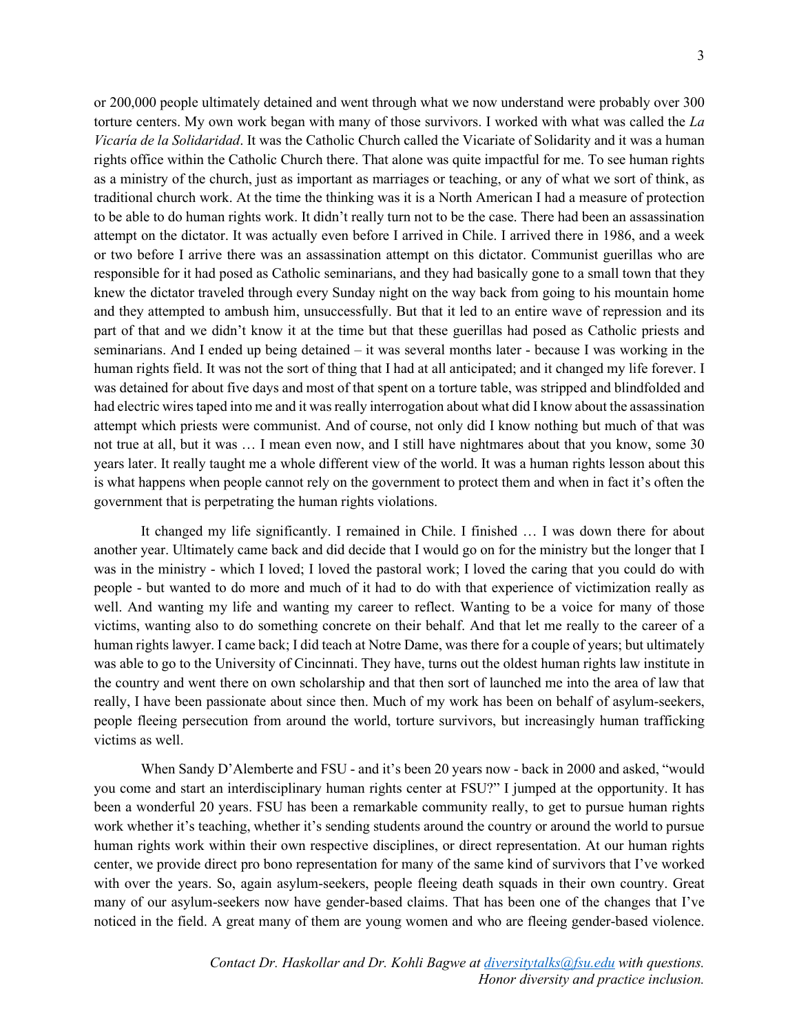or 200,000 people ultimately detained and went through what we now understand were probably over 300 torture centers. My own work began with many of those survivors. I worked with what was called the *La Vicaría de la Solidaridad*. It was the Catholic Church called the Vicariate of Solidarity and it was a human rights office within the Catholic Church there. That alone was quite impactful for me. To see human rights as a ministry of the church, just as important as marriages or teaching, or any of what we sort of think, as traditional church work. At the time the thinking was it is a North American I had a measure of protection to be able to do human rights work. It didn't really turn not to be the case. There had been an assassination attempt on the dictator. It was actually even before I arrived in Chile. I arrived there in 1986, and a week or two before I arrive there was an assassination attempt on this dictator. Communist guerillas who are responsible for it had posed as Catholic seminarians, and they had basically gone to a small town that they knew the dictator traveled through every Sunday night on the way back from going to his mountain home and they attempted to ambush him, unsuccessfully. But that it led to an entire wave of repression and its part of that and we didn't know it at the time but that these guerillas had posed as Catholic priests and seminarians. And I ended up being detained – it was several months later - because I was working in the human rights field. It was not the sort of thing that I had at all anticipated; and it changed my life forever. I was detained for about five days and most of that spent on a torture table, was stripped and blindfolded and had electric wires taped into me and it was really interrogation about what did I know about the assassination attempt which priests were communist. And of course, not only did I know nothing but much of that was not true at all, but it was … I mean even now, and I still have nightmares about that you know, some 30 years later. It really taught me a whole different view of the world. It was a human rights lesson about this is what happens when people cannot rely on the government to protect them and when in fact it's often the government that is perpetrating the human rights violations.

It changed my life significantly. I remained in Chile. I finished … I was down there for about another year. Ultimately came back and did decide that I would go on for the ministry but the longer that I was in the ministry - which I loved; I loved the pastoral work; I loved the caring that you could do with people - but wanted to do more and much of it had to do with that experience of victimization really as well. And wanting my life and wanting my career to reflect. Wanting to be a voice for many of those victims, wanting also to do something concrete on their behalf. And that let me really to the career of a human rights lawyer. I came back; I did teach at Notre Dame, was there for a couple of years; but ultimately was able to go to the University of Cincinnati. They have, turns out the oldest human rights law institute in the country and went there on own scholarship and that then sort of launched me into the area of law that really, I have been passionate about since then. Much of my work has been on behalf of asylum-seekers, people fleeing persecution from around the world, torture survivors, but increasingly human trafficking victims as well.

When Sandy D'Alemberte and FSU - and it's been 20 years now - back in 2000 and asked, "would you come and start an interdisciplinary human rights center at FSU?" I jumped at the opportunity. It has been a wonderful 20 years. FSU has been a remarkable community really, to get to pursue human rights work whether it's teaching, whether it's sending students around the country or around the world to pursue human rights work within their own respective disciplines, or direct representation. At our human rights center, we provide direct pro bono representation for many of the same kind of survivors that I've worked with over the years. So, again asylum-seekers, people fleeing death squads in their own country. Great many of our asylum-seekers now have gender-based claims. That has been one of the changes that I've noticed in the field. A great many of them are young women and who are fleeing gender-based violence.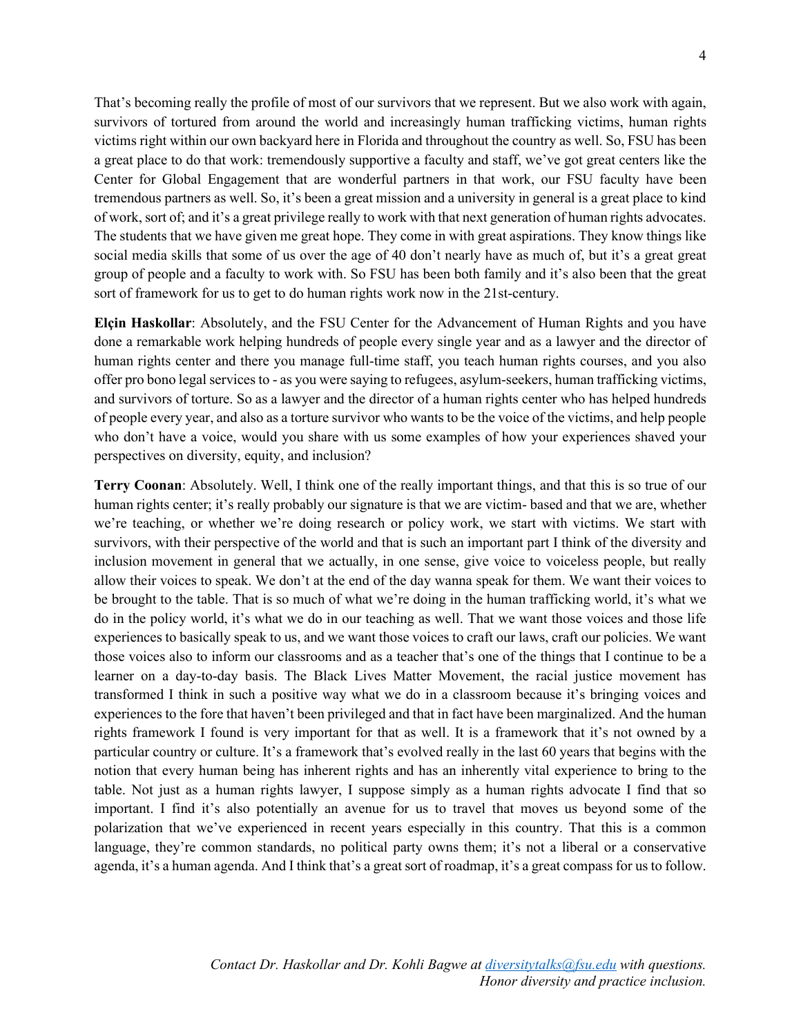That's becoming really the profile of most of our survivors that we represent. But we also work with again, survivors of tortured from around the world and increasingly human trafficking victims, human rights victims right within our own backyard here in Florida and throughout the country as well. So, FSU has been a great place to do that work: tremendously supportive a faculty and staff, we've got great centers like the Center for Global Engagement that are wonderful partners in that work, our FSU faculty have been tremendous partners as well. So, it's been a great mission and a university in general is a great place to kind of work, sort of; and it's a great privilege really to work with that next generation of human rights advocates. The students that we have given me great hope. They come in with great aspirations. They know things like social media skills that some of us over the age of 40 don't nearly have as much of, but it's a great great group of people and a faculty to work with. So FSU has been both family and it's also been that the great sort of framework for us to get to do human rights work now in the 21st-century.

**Elçin Haskollar**: Absolutely, and the FSU Center for the Advancement of Human Rights and you have done a remarkable work helping hundreds of people every single year and as a lawyer and the director of human rights center and there you manage full-time staff, you teach human rights courses, and you also offer pro bono legal services to - as you were saying to refugees, asylum-seekers, human trafficking victims, and survivors of torture. So as a lawyer and the director of a human rights center who has helped hundreds of people every year, and also as a torture survivor who wants to be the voice of the victims, and help people who don't have a voice, would you share with us some examples of how your experiences shaved your perspectives on diversity, equity, and inclusion?

**Terry Coonan**: Absolutely. Well, I think one of the really important things, and that this is so true of our human rights center; it's really probably our signature is that we are victim- based and that we are, whether we're teaching, or whether we're doing research or policy work, we start with victims. We start with survivors, with their perspective of the world and that is such an important part I think of the diversity and inclusion movement in general that we actually, in one sense, give voice to voiceless people, but really allow their voices to speak. We don't at the end of the day wanna speak for them. We want their voices to be brought to the table. That is so much of what we're doing in the human trafficking world, it's what we do in the policy world, it's what we do in our teaching as well. That we want those voices and those life experiences to basically speak to us, and we want those voices to craft our laws, craft our policies. We want those voices also to inform our classrooms and as a teacher that's one of the things that I continue to be a learner on a day-to-day basis. The Black Lives Matter Movement, the racial justice movement has transformed I think in such a positive way what we do in a classroom because it's bringing voices and experiences to the fore that haven't been privileged and that in fact have been marginalized. And the human rights framework I found is very important for that as well. It is a framework that it's not owned by a particular country or culture. It's a framework that's evolved really in the last 60 years that begins with the notion that every human being has inherent rights and has an inherently vital experience to bring to the table. Not just as a human rights lawyer, I suppose simply as a human rights advocate I find that so important. I find it's also potentially an avenue for us to travel that moves us beyond some of the polarization that we've experienced in recent years especially in this country. That this is a common language, they're common standards, no political party owns them; it's not a liberal or a conservative agenda, it's a human agenda. And I think that's a great sort of roadmap, it's a great compass for us to follow.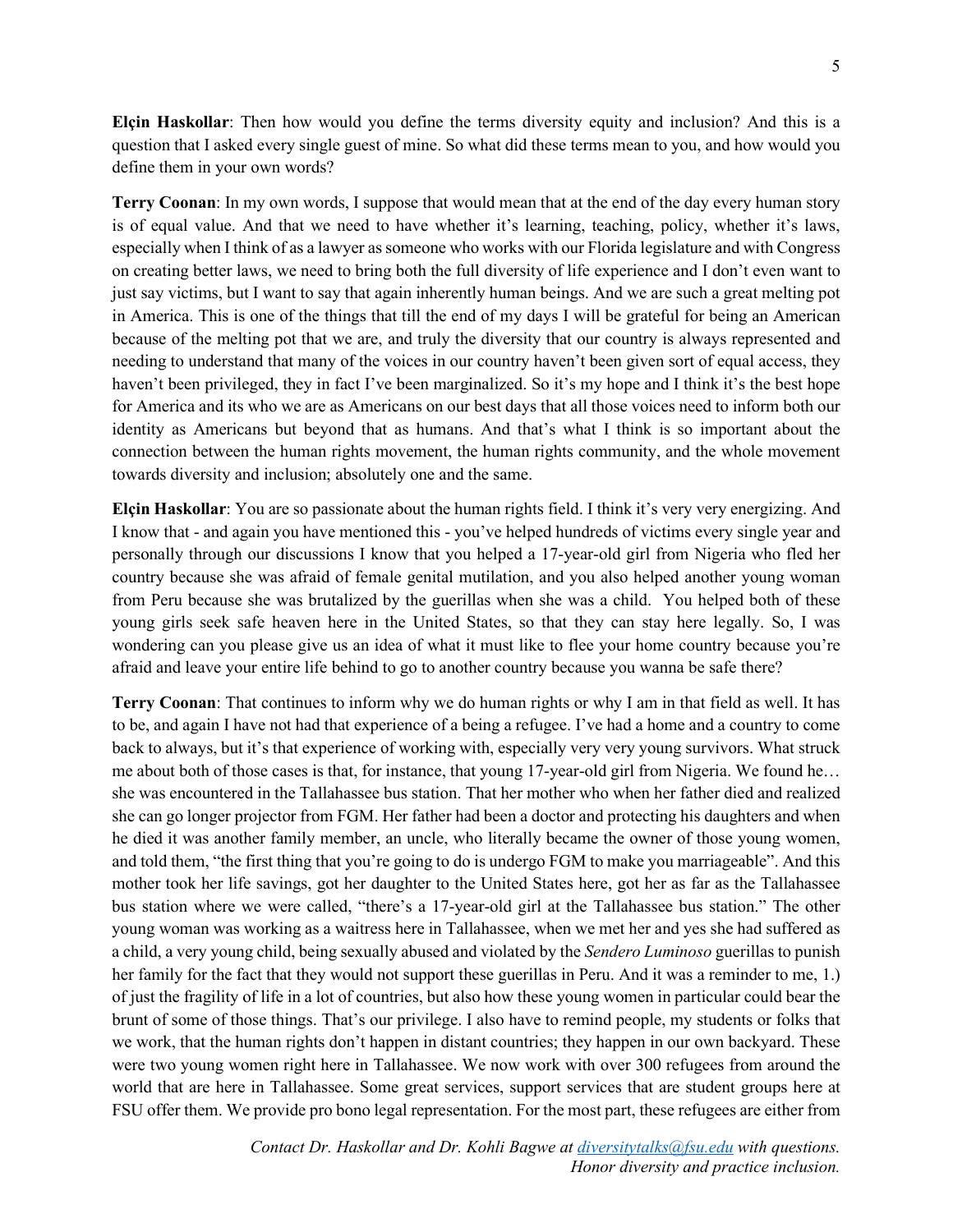**Elçin Haskollar**: Then how would you define the terms diversity equity and inclusion? And this is a question that I asked every single guest of mine. So what did these terms mean to you, and how would you define them in your own words?

**Terry Coonan**: In my own words, I suppose that would mean that at the end of the day every human story is of equal value. And that we need to have whether it's learning, teaching, policy, whether it's laws, especially when I think of as a lawyer as someone who works with our Florida legislature and with Congress on creating better laws, we need to bring both the full diversity of life experience and I don't even want to just say victims, but I want to say that again inherently human beings. And we are such a great melting pot in America. This is one of the things that till the end of my days I will be grateful for being an American because of the melting pot that we are, and truly the diversity that our country is always represented and needing to understand that many of the voices in our country haven't been given sort of equal access, they haven't been privileged, they in fact I've been marginalized. So it's my hope and I think it's the best hope for America and its who we are as Americans on our best days that all those voices need to inform both our identity as Americans but beyond that as humans. And that's what I think is so important about the connection between the human rights movement, the human rights community, and the whole movement towards diversity and inclusion; absolutely one and the same.

**Elçin Haskollar**: You are so passionate about the human rights field. I think it's very very energizing. And I know that - and again you have mentioned this - you've helped hundreds of victims every single year and personally through our discussions I know that you helped a 17-year-old girl from Nigeria who fled her country because she was afraid of female genital mutilation, and you also helped another young woman from Peru because she was brutalized by the guerillas when she was a child. You helped both of these young girls seek safe heaven here in the United States, so that they can stay here legally. So, I was wondering can you please give us an idea of what it must like to flee your home country because you're afraid and leave your entire life behind to go to another country because you wanna be safe there?

**Terry Coonan**: That continues to inform why we do human rights or why I am in that field as well. It has to be, and again I have not had that experience of a being a refugee. I've had a home and a country to come back to always, but it's that experience of working with, especially very very young survivors. What struck me about both of those cases is that, for instance, that young 17-year-old girl from Nigeria. We found he… she was encountered in the Tallahassee bus station. That her mother who when her father died and realized she can go longer projector from FGM. Her father had been a doctor and protecting his daughters and when he died it was another family member, an uncle, who literally became the owner of those young women, and told them, "the first thing that you're going to do is undergo FGM to make you marriageable". And this mother took her life savings, got her daughter to the United States here, got her as far as the Tallahassee bus station where we were called, "there's a 17-year-old girl at the Tallahassee bus station." The other young woman was working as a waitress here in Tallahassee, when we met her and yes she had suffered as a child, a very young child, being sexually abused and violated by the *Sendero Luminoso* guerillas to punish her family for the fact that they would not support these guerillas in Peru. And it was a reminder to me, 1.) of just the fragility of life in a lot of countries, but also how these young women in particular could bear the brunt of some of those things. That's our privilege. I also have to remind people, my students or folks that we work, that the human rights don't happen in distant countries; they happen in our own backyard. These were two young women right here in Tallahassee. We now work with over 300 refugees from around the world that are here in Tallahassee. Some great services, support services that are student groups here at FSU offer them. We provide pro bono legal representation. For the most part, these refugees are either from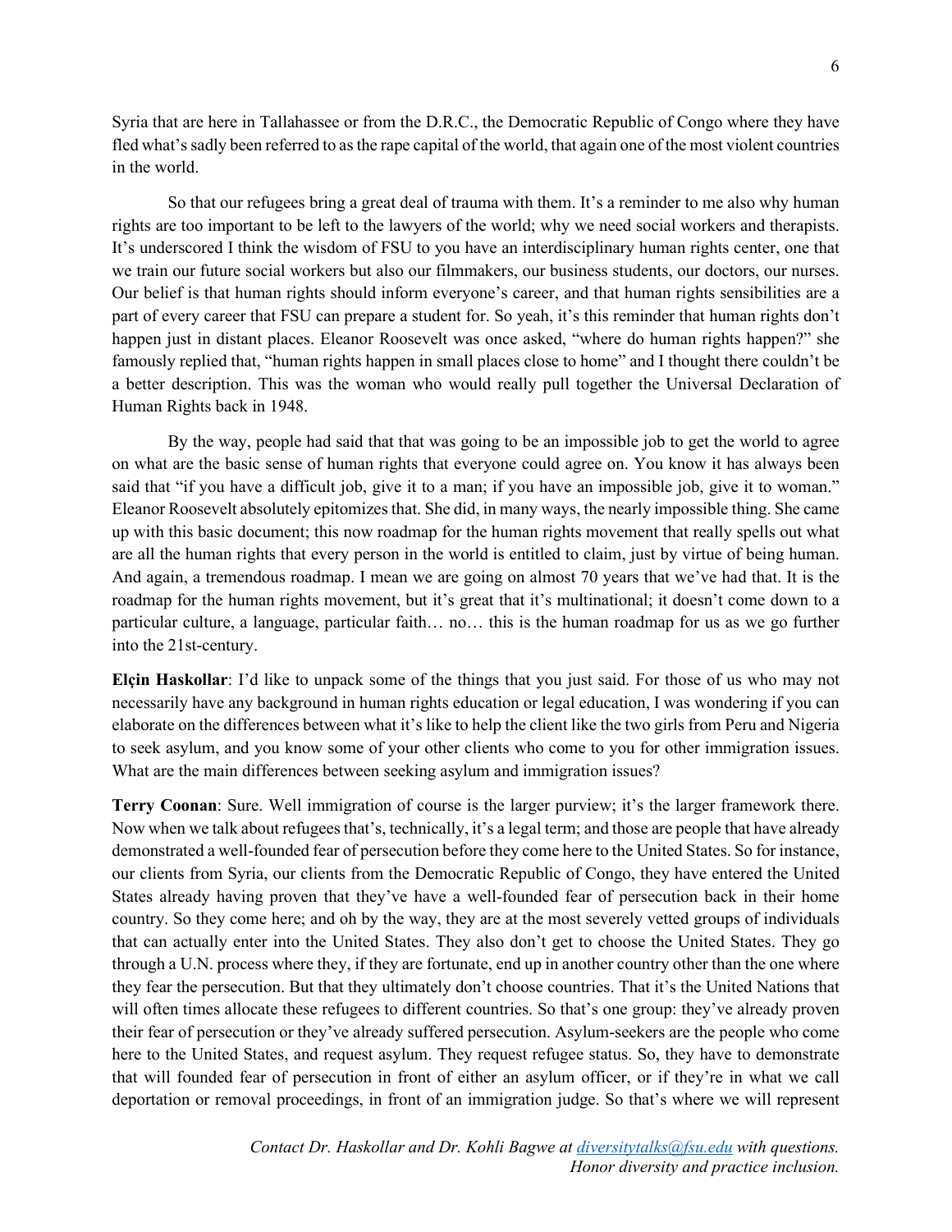Syria that are here in Tallahassee or from the D.R.C., the Democratic Republic of Congo where they have fled what's sadly been referred to as the rape capital of the world, that again one of the most violent countries in the world.

So that our refugees bring a great deal of trauma with them. It's a reminder to me also why human rights are too important to be left to the lawyers of the world; why we need social workers and therapists. It's underscored I think the wisdom of FSU to you have an interdisciplinary human rights center, one that we train our future social workers but also our filmmakers, our business students, our doctors, our nurses. Our belief is that human rights should inform everyone's career, and that human rights sensibilities are a part of every career that FSU can prepare a student for. So yeah, it's this reminder that human rights don't happen just in distant places. Eleanor Roosevelt was once asked, "where do human rights happen?" she famously replied that, "human rights happen in small places close to home" and I thought there couldn't be a better description. This was the woman who would really pull together the Universal Declaration of Human Rights back in 1948.

By the way, people had said that that was going to be an impossible job to get the world to agree on what are the basic sense of human rights that everyone could agree on. You know it has always been said that "if you have a difficult job, give it to a man; if you have an impossible job, give it to woman." Eleanor Roosevelt absolutely epitomizes that. She did, in many ways, the nearly impossible thing. She came up with this basic document; this now roadmap for the human rights movement that really spells out what are all the human rights that every person in the world is entitled to claim, just by virtue of being human. And again, a tremendous roadmap. I mean we are going on almost 70 years that we've had that. It is the roadmap for the human rights movement, but it's great that it's multinational; it doesn't come down to a particular culture, a language, particular faith… no… this is the human roadmap for us as we go further into the 21st-century.

**Elçin Haskollar**: I'd like to unpack some of the things that you just said. For those of us who may not necessarily have any background in human rights education or legal education, I was wondering if you can elaborate on the differences between what it's like to help the client like the two girls from Peru and Nigeria to seek asylum, and you know some of your other clients who come to you for other immigration issues. What are the main differences between seeking asylum and immigration issues?

**Terry Coonan**: Sure. Well immigration of course is the larger purview; it's the larger framework there. Now when we talk about refugees that's, technically, it's a legal term; and those are people that have already demonstrated a well-founded fear of persecution before they come here to the United States. So for instance, our clients from Syria, our clients from the Democratic Republic of Congo, they have entered the United States already having proven that they've have a well-founded fear of persecution back in their home country. So they come here; and oh by the way, they are at the most severely vetted groups of individuals that can actually enter into the United States. They also don't get to choose the United States. They go through a U.N. process where they, if they are fortunate, end up in another country other than the one where they fear the persecution. But that they ultimately don't choose countries. That it's the United Nations that will often times allocate these refugees to different countries. So that's one group: they've already proven their fear of persecution or they've already suffered persecution. Asylum-seekers are the people who come here to the United States, and request asylum. They request refugee status. So, they have to demonstrate that will founded fear of persecution in front of either an asylum officer, or if they're in what we call deportation or removal proceedings, in front of an immigration judge. So that's where we will represent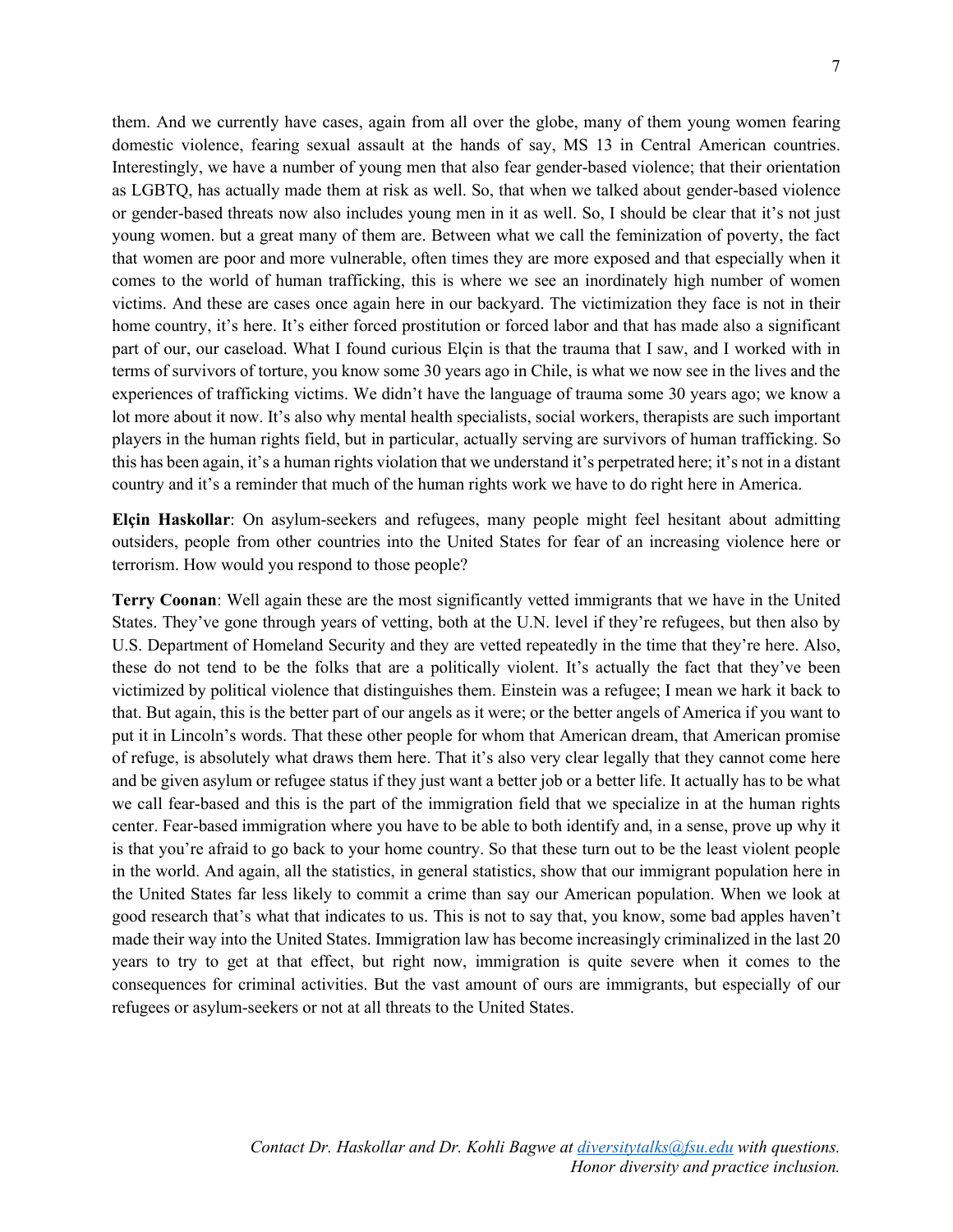them. And we currently have cases, again from all over the globe, many of them young women fearing domestic violence, fearing sexual assault at the hands of say, MS 13 in Central American countries. Interestingly, we have a number of young men that also fear gender-based violence; that their orientation as LGBTQ, has actually made them at risk as well. So, that when we talked about gender-based violence or gender-based threats now also includes young men in it as well. So, I should be clear that it's not just young women. but a great many of them are. Between what we call the feminization of poverty, the fact that women are poor and more vulnerable, often times they are more exposed and that especially when it comes to the world of human trafficking, this is where we see an inordinately high number of women victims. And these are cases once again here in our backyard. The victimization they face is not in their home country, it's here. It's either forced prostitution or forced labor and that has made also a significant part of our, our caseload. What I found curious Elçin is that the trauma that I saw, and I worked with in terms of survivors of torture, you know some 30 years ago in Chile, is what we now see in the lives and the experiences of trafficking victims. We didn't have the language of trauma some 30 years ago; we know a lot more about it now. It's also why mental health specialists, social workers, therapists are such important players in the human rights field, but in particular, actually serving are survivors of human trafficking. So this has been again, it's a human rights violation that we understand it's perpetrated here; it's not in a distant country and it's a reminder that much of the human rights work we have to do right here in America.

**Elçin Haskollar**: On asylum-seekers and refugees, many people might feel hesitant about admitting outsiders, people from other countries into the United States for fear of an increasing violence here or terrorism. How would you respond to those people?

**Terry Coonan**: Well again these are the most significantly vetted immigrants that we have in the United States. They've gone through years of vetting, both at the U.N. level if they're refugees, but then also by U.S. Department of Homeland Security and they are vetted repeatedly in the time that they're here. Also, these do not tend to be the folks that are a politically violent. It's actually the fact that they've been victimized by political violence that distinguishes them. Einstein was a refugee; I mean we hark it back to that. But again, this is the better part of our angels as it were; or the better angels of America if you want to put it in Lincoln's words. That these other people for whom that American dream, that American promise of refuge, is absolutely what draws them here. That it's also very clear legally that they cannot come here and be given asylum or refugee status if they just want a better job or a better life. It actually has to be what we call fear-based and this is the part of the immigration field that we specialize in at the human rights center. Fear-based immigration where you have to be able to both identify and, in a sense, prove up why it is that you're afraid to go back to your home country. So that these turn out to be the least violent people in the world. And again, all the statistics, in general statistics, show that our immigrant population here in the United States far less likely to commit a crime than say our American population. When we look at good research that's what that indicates to us. This is not to say that, you know, some bad apples haven't made their way into the United States. Immigration law has become increasingly criminalized in the last 20 years to try to get at that effect, but right now, immigration is quite severe when it comes to the consequences for criminal activities. But the vast amount of ours are immigrants, but especially of our refugees or asylum-seekers or not at all threats to the United States.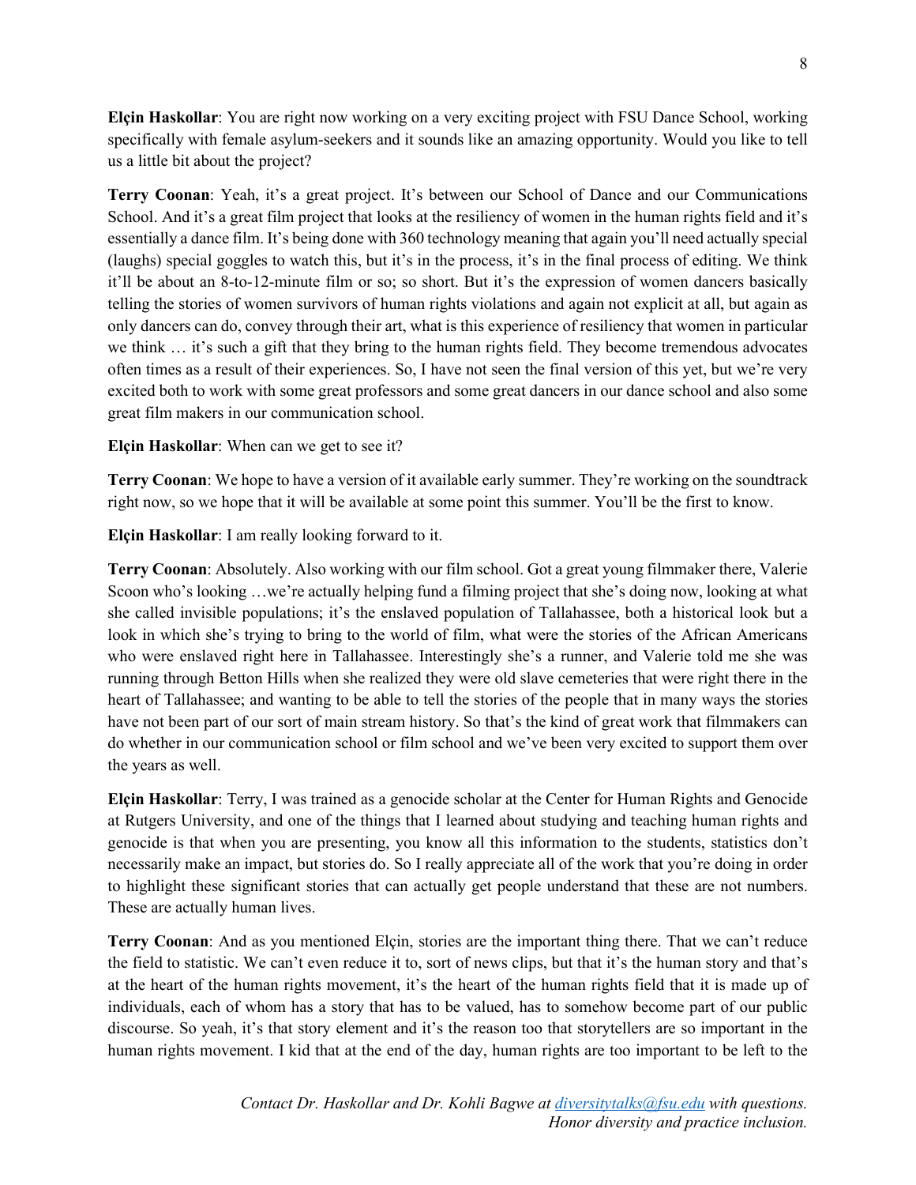**Elçin Haskollar**: You are right now working on a very exciting project with FSU Dance School, working specifically with female asylum-seekers and it sounds like an amazing opportunity. Would you like to tell us a little bit about the project?

**Terry Coonan**: Yeah, it's a great project. It's between our School of Dance and our Communications School. And it's a great film project that looks at the resiliency of women in the human rights field and it's essentially a dance film. It's being done with 360 technology meaning that again you'll need actually special (laughs) special goggles to watch this, but it's in the process, it's in the final process of editing. We think it'll be about an 8-to-12-minute film or so; so short. But it's the expression of women dancers basically telling the stories of women survivors of human rights violations and again not explicit at all, but again as only dancers can do, convey through their art, what is this experience of resiliency that women in particular we think … it's such a gift that they bring to the human rights field. They become tremendous advocates often times as a result of their experiences. So, I have not seen the final version of this yet, but we're very excited both to work with some great professors and some great dancers in our dance school and also some great film makers in our communication school.

**Elçin Haskollar**: When can we get to see it?

**Terry Coonan**: We hope to have a version of it available early summer. They're working on the soundtrack right now, so we hope that it will be available at some point this summer. You'll be the first to know.

**Elçin Haskollar**: I am really looking forward to it.

**Terry Coonan**: Absolutely. Also working with our film school. Got a great young filmmaker there, Valerie Scoon who's looking …we're actually helping fund a filming project that she's doing now, looking at what she called invisible populations; it's the enslaved population of Tallahassee, both a historical look but a look in which she's trying to bring to the world of film, what were the stories of the African Americans who were enslaved right here in Tallahassee. Interestingly she's a runner, and Valerie told me she was running through Betton Hills when she realized they were old slave cemeteries that were right there in the heart of Tallahassee; and wanting to be able to tell the stories of the people that in many ways the stories have not been part of our sort of main stream history. So that's the kind of great work that filmmakers can do whether in our communication school or film school and we've been very excited to support them over the years as well.

**Elçin Haskollar**: Terry, I was trained as a genocide scholar at the Center for Human Rights and Genocide at Rutgers University, and one of the things that I learned about studying and teaching human rights and genocide is that when you are presenting, you know all this information to the students, statistics don't necessarily make an impact, but stories do. So I really appreciate all of the work that you're doing in order to highlight these significant stories that can actually get people understand that these are not numbers. These are actually human lives.

**Terry Coonan**: And as you mentioned Elçin, stories are the important thing there. That we can't reduce the field to statistic. We can't even reduce it to, sort of news clips, but that it's the human story and that's at the heart of the human rights movement, it's the heart of the human rights field that it is made up of individuals, each of whom has a story that has to be valued, has to somehow become part of our public discourse. So yeah, it's that story element and it's the reason too that storytellers are so important in the human rights movement. I kid that at the end of the day, human rights are too important to be left to the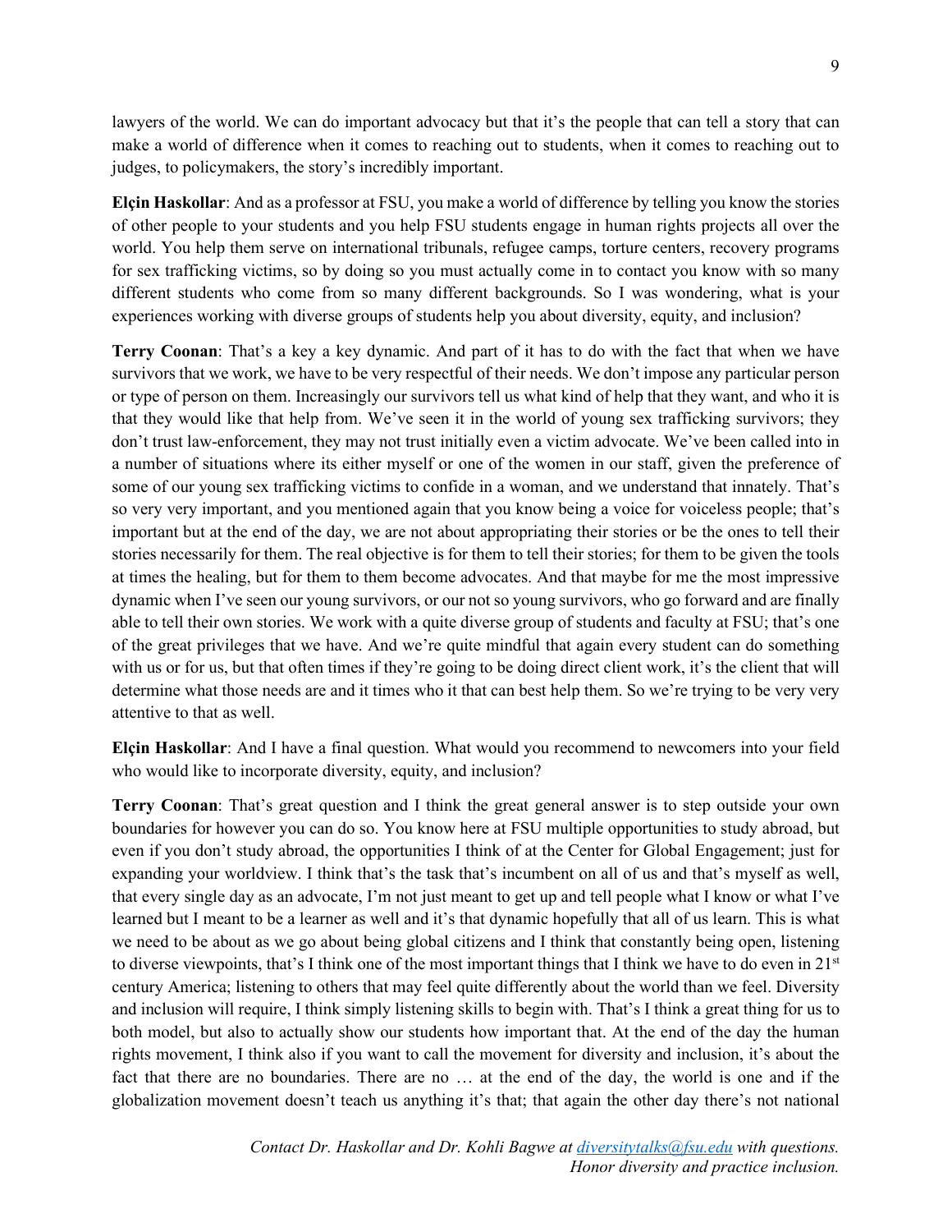lawyers of the world. We can do important advocacy but that it's the people that can tell a story that can make a world of difference when it comes to reaching out to students, when it comes to reaching out to judges, to policymakers, the story's incredibly important.

**Elçin Haskollar**: And as a professor at FSU, you make a world of difference by telling you know the stories of other people to your students and you help FSU students engage in human rights projects all over the world. You help them serve on international tribunals, refugee camps, torture centers, recovery programs for sex trafficking victims, so by doing so you must actually come in to contact you know with so many different students who come from so many different backgrounds. So I was wondering, what is your experiences working with diverse groups of students help you about diversity, equity, and inclusion?

**Terry Coonan**: That's a key a key dynamic. And part of it has to do with the fact that when we have survivors that we work, we have to be very respectful of their needs. We don't impose any particular person or type of person on them. Increasingly our survivors tell us what kind of help that they want, and who it is that they would like that help from. We've seen it in the world of young sex trafficking survivors; they don't trust law-enforcement, they may not trust initially even a victim advocate. We've been called into in a number of situations where its either myself or one of the women in our staff, given the preference of some of our young sex trafficking victims to confide in a woman, and we understand that innately. That's so very very important, and you mentioned again that you know being a voice for voiceless people; that's important but at the end of the day, we are not about appropriating their stories or be the ones to tell their stories necessarily for them. The real objective is for them to tell their stories; for them to be given the tools at times the healing, but for them to them become advocates. And that maybe for me the most impressive dynamic when I've seen our young survivors, or our not so young survivors, who go forward and are finally able to tell their own stories. We work with a quite diverse group of students and faculty at FSU; that's one of the great privileges that we have. And we're quite mindful that again every student can do something with us or for us, but that often times if they're going to be doing direct client work, it's the client that will determine what those needs are and it times who it that can best help them. So we're trying to be very very attentive to that as well.

**Elçin Haskollar**: And I have a final question. What would you recommend to newcomers into your field who would like to incorporate diversity, equity, and inclusion?

**Terry Coonan**: That's great question and I think the great general answer is to step outside your own boundaries for however you can do so. You know here at FSU multiple opportunities to study abroad, but even if you don't study abroad, the opportunities I think of at the Center for Global Engagement; just for expanding your worldview. I think that's the task that's incumbent on all of us and that's myself as well, that every single day as an advocate, I'm not just meant to get up and tell people what I know or what I've learned but I meant to be a learner as well and it's that dynamic hopefully that all of us learn. This is what we need to be about as we go about being global citizens and I think that constantly being open, listening to diverse viewpoints, that's I think one of the most important things that I think we have to do even in 21st century America; listening to others that may feel quite differently about the world than we feel. Diversity and inclusion will require, I think simply listening skills to begin with. That's I think a great thing for us to both model, but also to actually show our students how important that. At the end of the day the human rights movement, I think also if you want to call the movement for diversity and inclusion, it's about the fact that there are no boundaries. There are no … at the end of the day, the world is one and if the globalization movement doesn't teach us anything it's that; that again the other day there's not national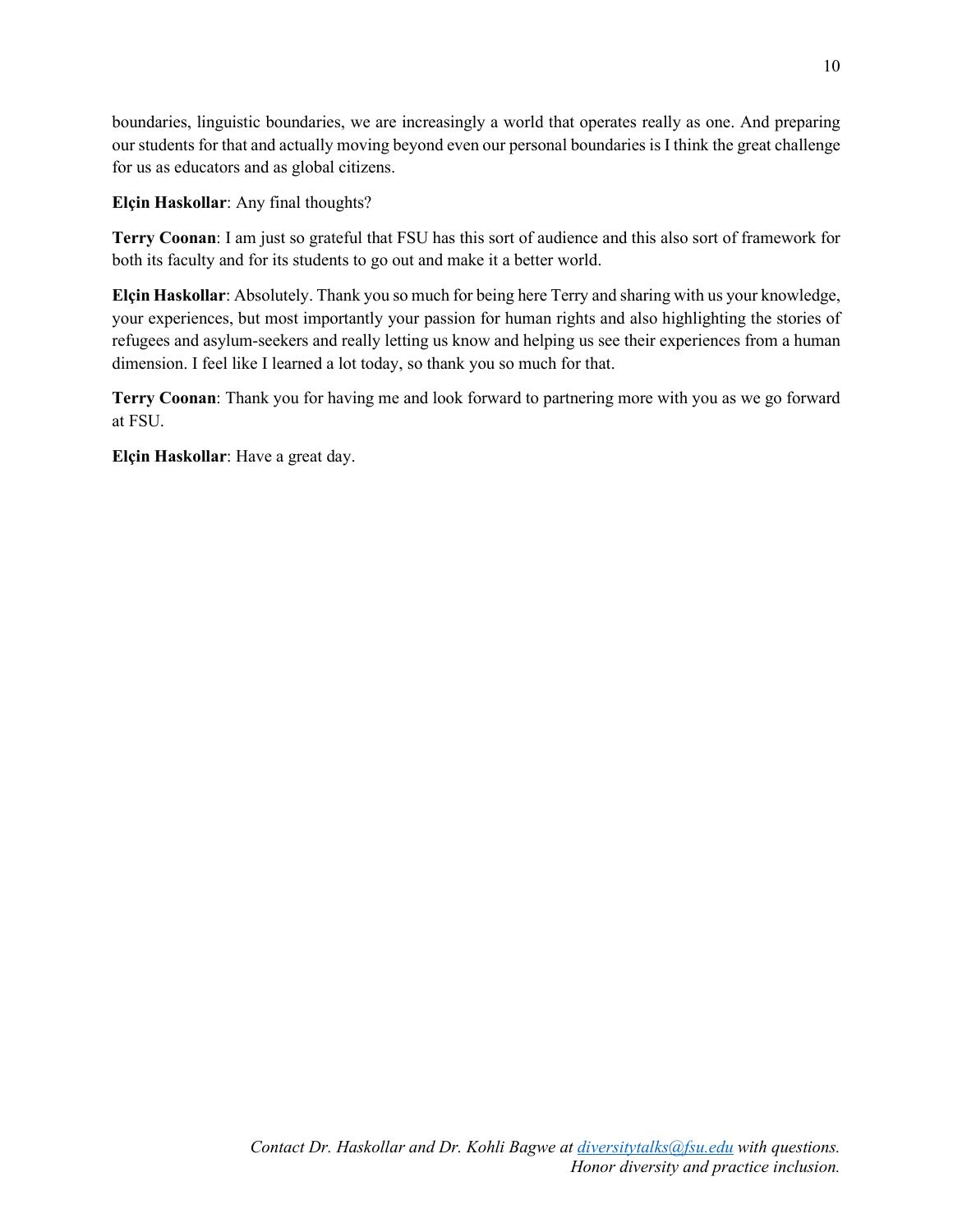boundaries, linguistic boundaries, we are increasingly a world that operates really as one. And preparing our students for that and actually moving beyond even our personal boundaries is I think the great challenge for us as educators and as global citizens.

**Elçin Haskollar**: Any final thoughts?

**Terry Coonan**: I am just so grateful that FSU has this sort of audience and this also sort of framework for both its faculty and for its students to go out and make it a better world.

**Elçin Haskollar**: Absolutely. Thank you so much for being here Terry and sharing with us your knowledge, your experiences, but most importantly your passion for human rights and also highlighting the stories of refugees and asylum-seekers and really letting us know and helping us see their experiences from a human dimension. I feel like I learned a lot today, so thank you so much for that.

**Terry Coonan**: Thank you for having me and look forward to partnering more with you as we go forward at FSU.

**Elçin Haskollar**: Have a great day.

*Contact Dr. Haskollar and Dr. Kohli Bagwe at [diversitytalks@fsu.edu](mailto:diversitytalks@fsu.edu) with questions.*
*Honor diversity and practice inclusion.*